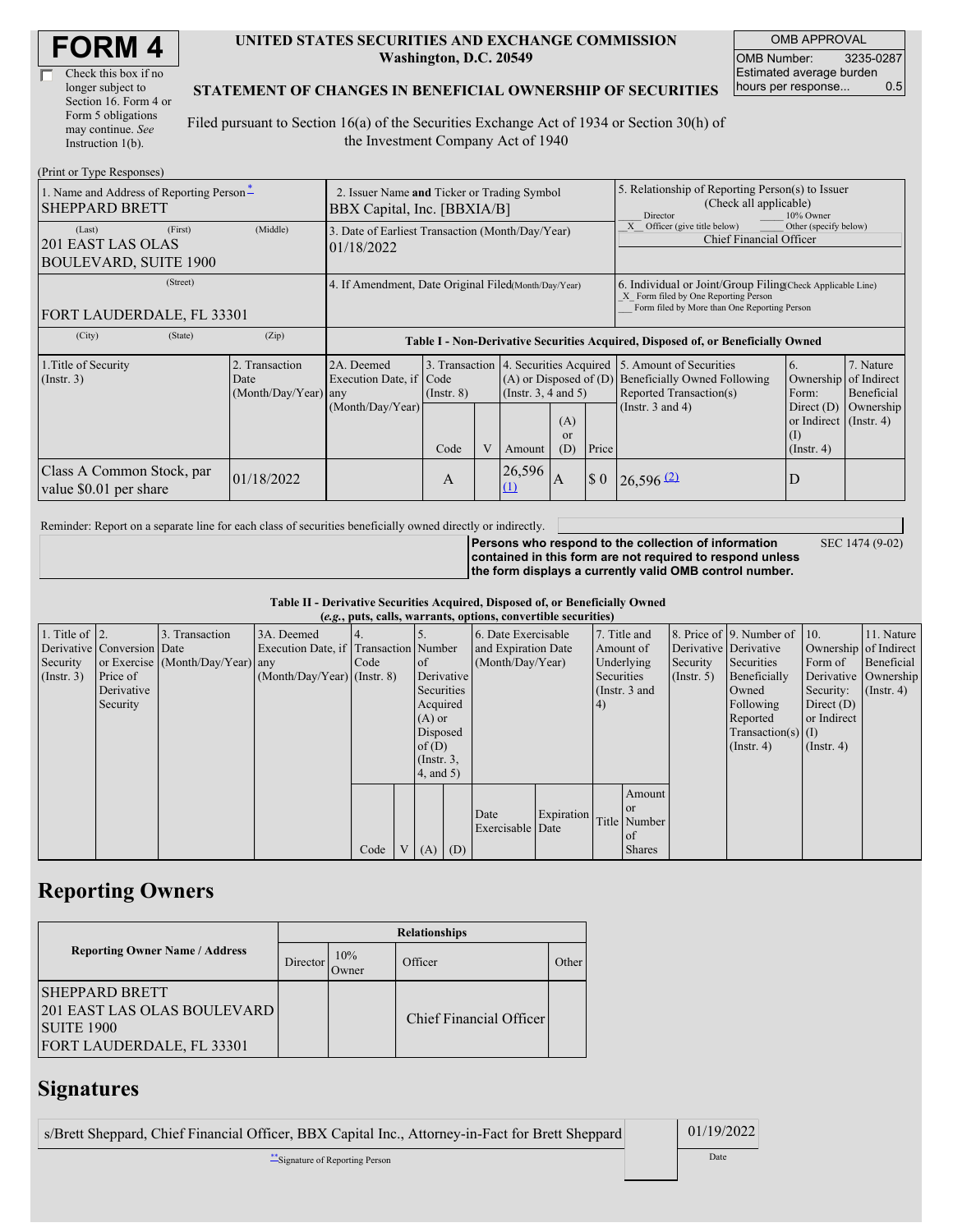# FORM 4

☐ Check this box if no longer subject to Section 16. Form 4 or Form 5 obligations may continue. *See* Instruction 1(b).

**UNITED STATES SECURITIES AND EXCHANGE COMMISSION**
**Washington, D.C. 20549**

**STATEMENT OF CHANGES IN BENEFICIAL OWNERSHIP OF SECURITIES**

Filed pursuant to Section 16(a) of the Securities Exchange Act of 1934 or Section 30(h) of the Investment Company Act of 1940

| OMB APPROVAL | |
|---|---|
| OMB Number: | 3235-0287 |
| Estimated average burden hours per response... | 0.5 |

(Print or Type Responses)

| 1. Name and Address of Reporting Person * | 2. Issuer Name **and** Ticker or Trading Symbol | 5. Relationship of Reporting Person(s) to Issuer (Check all applicable) |
|---|---|---|
| SHEPPARD BRETT | BBX Capital, Inc. [BBXIA/B] | ___ Director ___ 10% Owner |
| (Last) (First) (Middle) 201 EAST LAS OLAS BOULEVARD, SUITE 1900 | 3. Date of Earliest Transaction (Month/Day/Year) 01/18/2022 | _X_ Officer (give title below) ___ Other (specify below) Chief Financial Officer |
| (Street) FORT LAUDERDALE, FL 33301 | 4. If Amendment, Date Original Filed(Month/Day/Year) | 6. Individual or Joint/Group Filing(Check Applicable Line) _X_ Form filed by One Reporting Person ___ Form filed by More than One Reporting Person |
| (City) (State) (Zip) | | |

**Table I - Non-Derivative Securities Acquired, Disposed of, or Beneficially Owned**

| 1.Title of Security (Instr. 3) | 2. Transaction Date (Month/Day/Year) | 2A. Deemed Execution Date, if any (Month/Day/Year) | 3. Transaction Code (Instr. 8) | | 4. Securities Acquired (A) or Disposed of (D) (Instr. 3, 4 and 5) | | | 5. Amount of Securities Beneficially Owned Following Reported Transaction(s) (Instr. 3 and 4) | 6. Ownership Form: Direct (D) or Indirect (I) (Instr. 4) | 7. Nature of Indirect Beneficial Ownership (Instr. 4) |
|---|---|---|---|---|---|---|---|---|---|---|
| | | | Code | V | Amount | (A) or (D) | Price | | | |
| Class A Common Stock, par value $0.01 per share | 01/18/2022 | | A | | 26,596 (1) | A | $ 0 | 26,596 (2) | D | |

Reminder: Report on a separate line for each class of securities beneficially owned directly or indirectly.

**Persons who respond to the collection of information contained in this form are not required to respond unless the form displays a currently valid OMB control number.** SEC 1474 (9-02)

**Table II - Derivative Securities Acquired, Disposed of, or Beneficially Owned**
***(e.g., puts, calls, warrants, options, convertible securities)***

| 1. Title of Derivative Security (Instr. 3) | 2. Conversion or Exercise Price of Derivative Security | 3. Transaction Date (Month/Day/Year) | 3A. Deemed Execution Date, if any (Month/Day/Year) | 4. Transaction Code (Instr. 8) | | 5. Number of Derivative Securities Acquired (A) or Disposed of (D) (Instr. 3, 4, and 5) | | 6. Date Exercisable and Expiration Date (Month/Day/Year) | | 7. Title and Amount of Underlying Securities (Instr. 3 and 4) | | 8. Price of Derivative Security (Instr. 5) | 9. Number of Derivative Securities Beneficially Owned Following Reported Transaction(s) (Instr. 4) | 10. Ownership Form of Derivative Security: Direct (D) or Indirect (I) (Instr. 4) | 11. Nature of Indirect Beneficial Ownership (Instr. 4) |
|---|---|---|---|---|---|---|---|---|---|---|---|---|---|---|---|
| | | | | Code | V | (A) | (D) | Date Exercisable | Expiration Date | Title | Amount or Number of Shares | | | | |

## Reporting Owners

| Reporting Owner Name / Address | Relationships | | | |
|---|---|---|---|---|
| | Director | 10% Owner | Officer | Other |
| SHEPPARD BRETT<br>201 EAST LAS OLAS BOULEVARD<br>SUITE 1900<br>FORT LAUDERDALE, FL 33301 | | | Chief Financial Officer | |

## Signatures

| s/Brett Sheppard, Chief Financial Officer, BBX Capital Inc., Attorney-in-Fact for Brett Sheppard | 01/19/2022 |
|---|---|
| **Signature of Reporting Person | Date |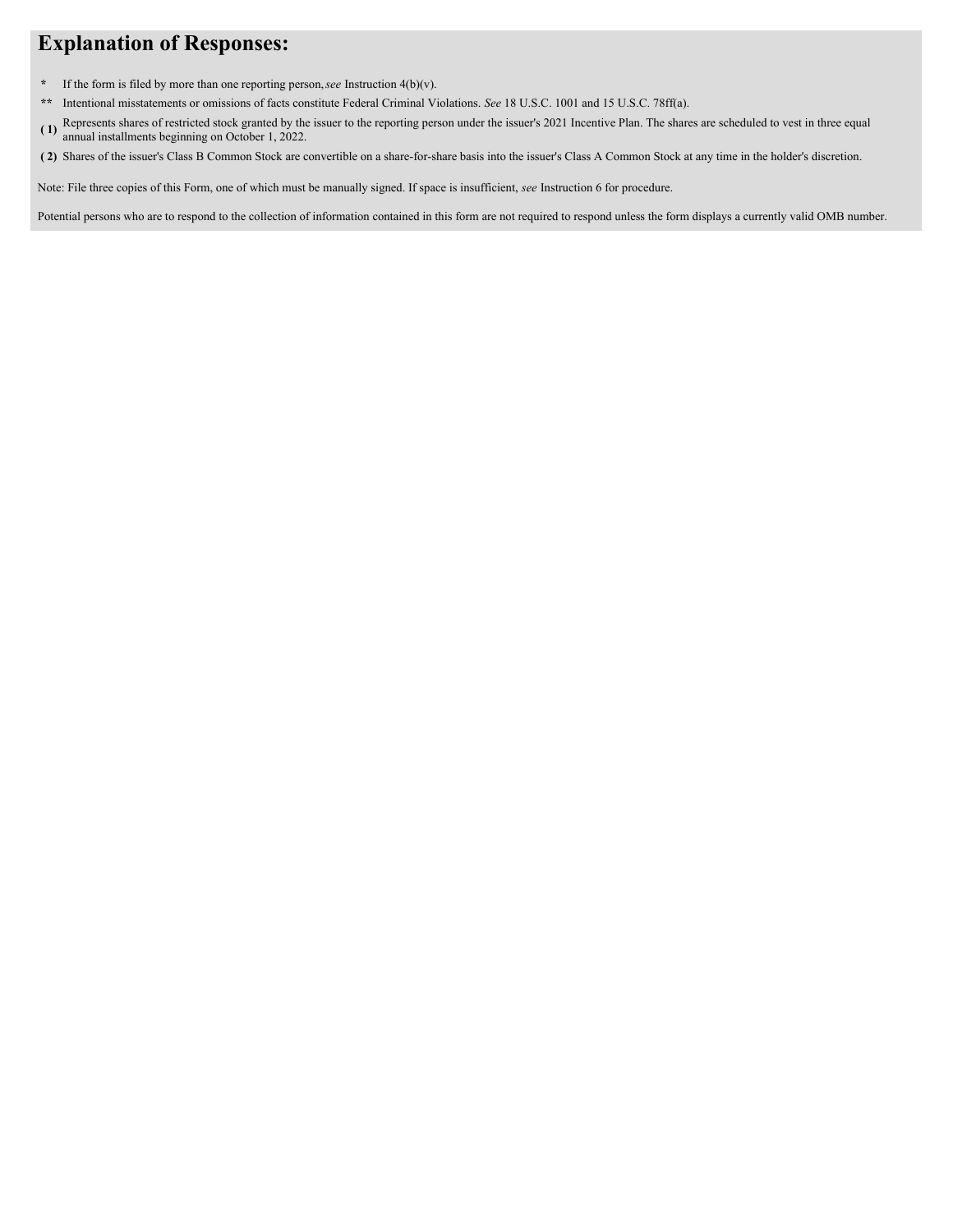# Explanation of Responses:

* If the form is filed by more than one reporting person, *see* Instruction 4(b)(v).

** Intentional misstatements or omissions of facts constitute Federal Criminal Violations. *See* 18 U.S.C. 1001 and 15 U.S.C. 78ff(a).

**( 1)** Represents shares of restricted stock granted by the issuer to the reporting person under the issuer's 2021 Incentive Plan. The shares are scheduled to vest in three equal annual installments beginning on October 1, 2022.

**( 2)** Shares of the issuer's Class B Common Stock are convertible on a share-for-share basis into the issuer's Class A Common Stock at any time in the holder's discretion.

Note: File three copies of this Form, one of which must be manually signed. If space is insufficient, *see* Instruction 6 for procedure.

Potential persons who are to respond to the collection of information contained in this form are not required to respond unless the form displays a currently valid OMB number.